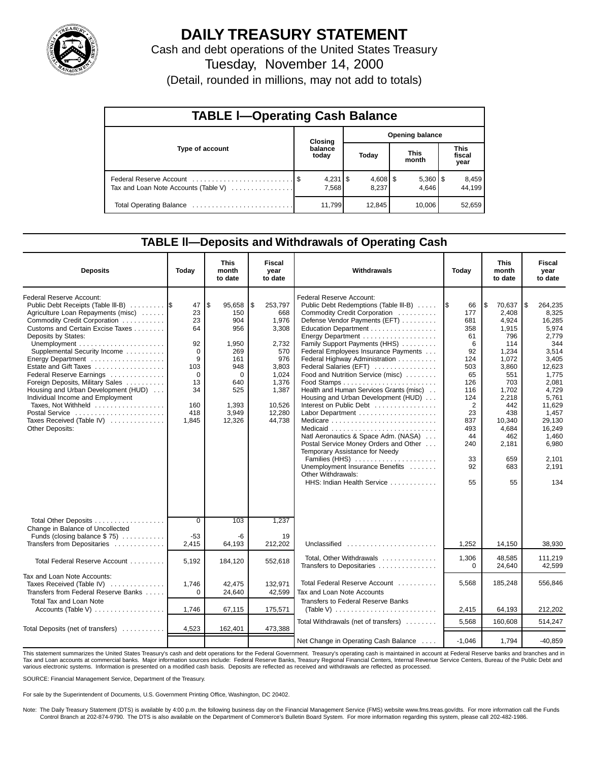# DAILY TREASURY STATEMENT

Cash and debt operations of the United States Treasury

Tuesday, November 14, 2000

(Detail, rounded in millions, may not add to totals)

## TABLE I—Operating Cash Balance

| Type of account | Closing balance today | Opening balance Today | Opening balance This month | Opening balance This fiscal year |
|---|---|---|---|---|
| Federal Reserve Account | $ 4,231 | $ 4,608 | $ 5,360 | $ 8,459 |
| Tax and Loan Note Accounts (Table V) | 7,568 | 8,237 | 4,646 | 44,199 |
| Total Operating Balance | 11,799 | 12,845 | 10,006 | 52,659 |

## TABLE II—Deposits and Withdrawals of Operating Cash

| Deposits | Today | This month to date | Fiscal year to date |
|---|---|---|---|
| Federal Reserve Account: | | | |
| Public Debt Receipts (Table III-B) | $ 47 | $ 95,658 | $ 253,797 |
| Agriculture Loan Repayments (misc) | 23 | 150 | 668 |
| Commodity Credit Corporation | 23 | 904 | 1,976 |
| Customs and Certain Excise Taxes | 64 | 956 | 3,308 |
| Deposits by States: | | | |
| Unemployment | 92 | 1,950 | 2,732 |
| Supplemental Security Income | 0 | 269 | 570 |
| Energy Department | 9 | 161 | 976 |
| Estate and Gift Taxes | 103 | 948 | 3,803 |
| Federal Reserve Earnings | 0 | 0 | 1,024 |
| Foreign Deposits, Military Sales | 13 | 640 | 1,376 |
| Housing and Urban Development (HUD) | 34 | 525 | 1,387 |
| Individual Income and Employment Taxes, Not Withheld | 160 | 1,393 | 10,526 |
| Postal Service | 418 | 3,949 | 12,280 |
| Taxes Received (Table IV) | 1,845 | 12,326 | 44,738 |
| Other Deposits: | | | |
| Total Other Deposits | 0 | 103 | 1,237 |
| Change in Balance of Uncollected Funds (closing balance $ 75) | -53 | -6 | 19 |
| Transfers from Depositaries | 2,415 | 64,193 | 212,202 |
| Total Federal Reserve Account | 5,192 | 184,120 | 552,618 |
| Tax and Loan Note Accounts: | | | |
| Taxes Received (Table IV) | 1,746 | 42,475 | 132,971 |
| Transfers from Federal Reserve Banks | 0 | 24,640 | 42,599 |
| Total Tax and Loan Note Accounts (Table V) | 1,746 | 67,115 | 175,571 |
| Total Deposits (net of transfers) | 4,523 | 162,401 | 473,388 |

| Withdrawals | Today | This month to date | Fiscal year to date |
|---|---|---|---|
| Federal Reserve Account: | | | |
| Public Debt Redemptions (Table III-B) | $ 66 | $ 70,637 | $ 264,235 |
| Commodity Credit Corporation | 177 | 2,408 | 8,325 |
| Defense Vendor Payments (EFT) | 681 | 4,924 | 16,285 |
| Education Department | 358 | 1,915 | 5,974 |
| Energy Department | 61 | 796 | 2,779 |
| Family Support Payments (HHS) | 6 | 114 | 344 |
| Federal Employees Insurance Payments | 92 | 1,234 | 3,514 |
| Federal Highway Administration | 124 | 1,072 | 3,405 |
| Federal Salaries (EFT) | 503 | 3,860 | 12,623 |
| Food and Nutrition Service (misc) | 65 | 551 | 1,775 |
| Food Stamps | 126 | 703 | 2,081 |
| Health and Human Services Grants (misc) | 116 | 1,702 | 4,729 |
| Housing and Urban Development (HUD) | 124 | 2,218 | 5,761 |
| Interest on Public Debt | 2 | 442 | 11,629 |
| Labor Department | 23 | 438 | 1,457 |
| Medicare | 837 | 10,340 | 29,130 |
| Medicaid | 493 | 4,684 | 16,249 |
| Natl Aeronautics & Space Adm. (NASA) | 44 | 462 | 1,460 |
| Postal Service Money Orders and Other | 240 | 2,181 | 6,980 |
| Temporary Assistance for Needy Families (HHS) | 33 | 659 | 2,101 |
| Unemployment Insurance Benefits | 92 | 683 | 2,191 |
| Other Withdrawals: | | | |
| HHS: Indian Health Service | 55 | 55 | 134 |
| Unclassified | 1,252 | 14,150 | 38,930 |
| Total, Other Withdrawals | 1,306 | 48,585 | 111,219 |
| Transfers to Depositaries | 0 | 24,640 | 42,599 |
| Total Federal Reserve Account | 5,568 | 185,248 | 556,846 |
| Tax and Loan Note Accounts | | | |
| Transfers to Federal Reserve Banks (Table V) | 2,415 | 64,193 | 212,202 |
| Total Withdrawals (net of transfers) | 5,568 | 160,608 | 514,247 |
| Net Change in Operating Cash Balance | -1,046 | 1,794 | -40,859 |

This statement summarizes the United States Treasury's cash and debt operations for the Federal Government. Treasury's operating cash is maintained in account at Federal Reserve banks and branches and in Tax and Loan accounts at commercial banks. Major information sources include: Federal Reserve Banks, Treasury Regional Financial Centers, Internal Revenue Service Centers, Bureau of the Public Debt and various electronic systems. Information is presented on a modified cash basis. Deposits are reflected as received and withdrawals are reflected as processed.

SOURCE: Financial Management Service, Department of the Treasury.

For sale by the Superintendent of Documents, U.S. Government Printing Office, Washington, DC 20402.

Note: The Daily Treasury Statement (DTS) is available by 4:00 p.m. the following business day on the Financial Management Service (FMS) website www.fms.treas.gov/dts. For more information call the Funds Control Branch at 202-874-9790. The DTS is also available on the Department of Commerce's Bulletin Board System. For more information regarding this system, please call 202-482-1986.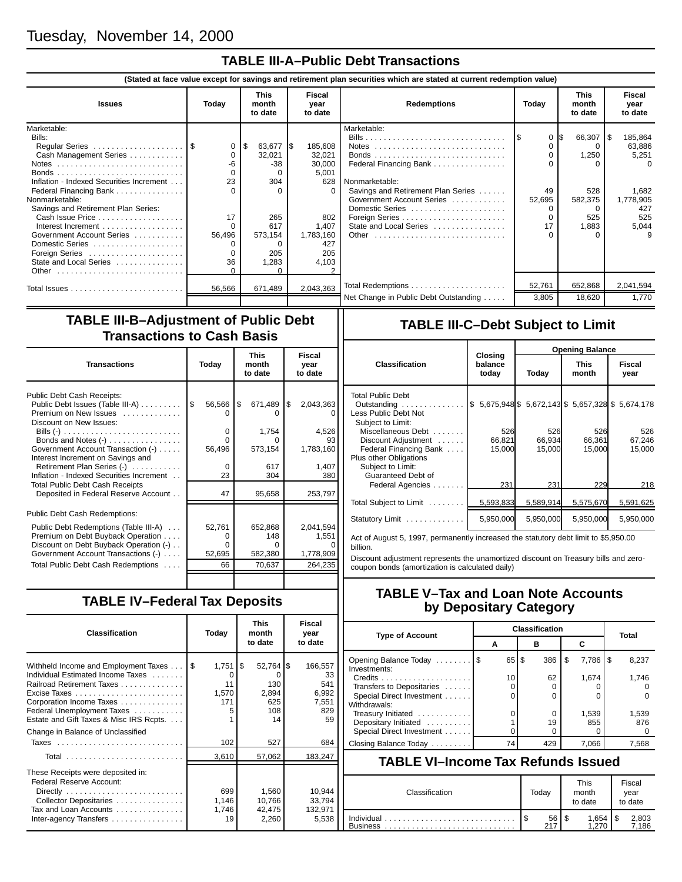Tuesday, November 14, 2000

## TABLE III-A–Public Debt Transactions

(Stated at face value except for savings and retirement plan securities which are stated at current redemption value)

| Issues | Today | This month to date | Fiscal year to date |
|---|---|---|---|
| Marketable: | | | |
| Bills: | | | |
| Regular Series | $ 0 | $ 63,677 | $ 185,608 |
| Cash Management Series | 0 | 32,021 | 32,021 |
| Notes | -6 | -38 | 30,000 |
| Bonds | 0 | 0 | 5,001 |
| Inflation - Indexed Securities Increment | 23 | 304 | 628 |
| Federal Financing Bank | 0 | 0 | 0 |
| Nonmarketable: | | | |
| Savings and Retirement Plan Series: | | | |
| Cash Issue Price | 17 | 265 | 802 |
| Interest Increment | 0 | 617 | 1,407 |
| Government Account Series | 56,496 | 573,154 | 1,783,160 |
| Domestic Series | 0 | 0 | 427 |
| Foreign Series | 0 | 205 | 205 |
| State and Local Series | 36 | 1,283 | 4,103 |
| Other | 0 | 0 | 2 |
| Total Issues | 56,566 | 671,489 | 2,043,363 |

| Redemptions | Today | This month to date | Fiscal year to date |
|---|---|---|---|
| Marketable: | | | |
| Bills | $ 0 | $ 66,307 | $ 185,864 |
| Notes | 0 | 0 | 63,886 |
| Bonds | 0 | 1,250 | 5,251 |
| Federal Financing Bank | 0 | 0 | 0 |
| Nonmarketable: | | | |
| Savings and Retirement Plan Series | 49 | 528 | 1,682 |
| Government Account Series | 52,695 | 582,375 | 1,778,905 |
| Domestic Series | 0 | 0 | 427 |
| Foreign Series | 0 | 525 | 525 |
| State and Local Series | 17 | 1,883 | 5,044 |
| Other | 0 | 0 | 9 |
| Total Redemptions | 52,761 | 652,868 | 2,041,594 |
| Net Change in Public Debt Outstanding | 3,805 | 18,620 | 1,770 |

## TABLE III-B–Adjustment of Public Debt Transactions to Cash Basis

| Transactions | Today | This month to date | Fiscal year to date |
|---|---|---|---|
| Public Debt Cash Receipts: | | | |
| Public Debt Issues (Table III-A) | $ 56,566 | $ 671,489 | $ 2,043,363 |
| Premium on New Issues | 0 | 0 | 0 |
| Discount on New Issues: | | | |
| Bills (-) | 0 | 1,754 | 4,526 |
| Bonds and Notes (-) | 0 | 0 | 93 |
| Government Account Transaction (-) | 56,496 | 573,154 | 1,783,160 |
| Interest Increment on Savings and Retirement Plan Series (-) | 0 | 617 | 1,407 |
| Inflation - Indexed Securities Increment | 23 | 304 | 380 |
| Total Public Debt Cash Receipts Deposited in Federal Reserve Account | 47 | 95,658 | 253,797 |
| Public Debt Cash Redemptions: | | | |
| Public Debt Redemptions (Table III-A) | 52,761 | 652,868 | 2,041,594 |
| Premium on Debt Buyback Operation | 0 | 148 | 1,551 |
| Discount on Debt Buyback Operation (-) | 0 | 0 | 0 |
| Government Account Transactions (-) | 52,695 | 582,380 | 1,778,909 |
| Total Public Debt Cash Redemptions | 66 | 70,637 | 264,235 |

## TABLE III-C–Debt Subject to Limit

| Classification | Closing balance today | Opening Balance | | |
|---|---|---|---|---|
| | | Today | This month | Fiscal year |
| Total Public Debt Outstanding | $ 5,675,948 | $ 5,672,143 | $ 5,657,328 | $ 5,674,178 |
| Less Public Debt Not Subject to Limit: | | | | |
| Miscellaneous Debt | 526 | 526 | 526 | 526 |
| Discount Adjustment | 66,821 | 66,934 | 66,361 | 67,246 |
| Federal Financing Bank | 15,000 | 15,000 | 15,000 | 15,000 |
| Plus other Obligations Subject to Limit: | | | | |
| Guaranteed Debt of Federal Agencies | 231 | 231 | 229 | 218 |
| Total Subject to Limit | 5,593,833 | 5,589,914 | 5,575,670 | 5,591,625 |
| Statutory Limit | 5,950,000 | 5,950,000 | 5,950,000 | 5,950,000 |

Act of August 5, 1997, permanently increased the statutory debt limit to $5,950.00 billion.

Discount adjustment represents the unamortized discount on Treasury bills and zero-coupon bonds (amortization is calculated daily)

## TABLE IV–Federal Tax Deposits

| Classification | Today | This month to date | Fiscal year to date |
|---|---|---|---|
| Withheld Income and Employment Taxes | $ 1,751 | $ 52,764 | $ 166,557 |
| Individual Estimated Income Taxes | 0 | 0 | 33 |
| Railroad Retirement Taxes | 11 | 130 | 541 |
| Excise Taxes | 1,570 | 2,894 | 6,992 |
| Corporation Income Taxes | 171 | 625 | 7,551 |
| Federal Unemployment Taxes | 5 | 108 | 829 |
| Estate and Gift Taxes & Misc IRS Rcpts. | 1 | 14 | 59 |
| Change in Balance of Unclassified Taxes | 102 | 527 | 684 |
| Total | 3,610 | 57,062 | 183,247 |
| These Receipts were deposited in: | | | |
| Federal Reserve Account: | | | |
| Directly | 699 | 1,560 | 10,944 |
| Collector Depositaries | 1,146 | 10,766 | 33,794 |
| Tax and Loan Accounts | 1,746 | 42,475 | 132,971 |
| Inter-agency Transfers | 19 | 2,260 | 5,538 |

## TABLE V–Tax and Loan Note Accounts by Depositary Category

| Type of Account | Classification | | | Total |
|---|---|---|---|---|
| | A | B | C | |
| Opening Balance Today | $ 65 | $ 386 | $ 7,786 | $ 8,237 |
| Investments: | | | | |
| Credits | 10 | 62 | 1,674 | 1,746 |
| Transfers to Depositaries | 0 | 0 | 0 | 0 |
| Special Direct Investment | 0 | 0 | 0 | 0 |
| Withdrawals: | | | | |
| Treasury Initiated | 0 | 0 | 1,539 | 1,539 |
| Depositary Initiated | 1 | 19 | 855 | 876 |
| Special Direct Investment | 0 | 0 | 0 | 0 |
| Closing Balance Today | 74 | 429 | 7,066 | 7,568 |

## TABLE VI–Income Tax Refunds Issued

| Classification | Today | This month to date | Fiscal year to date |
|---|---|---|---|
| Individual | $ 56 | $ 1,654 | $ 2,803 |
| Business | 217 | 1,270 | 7,186 |